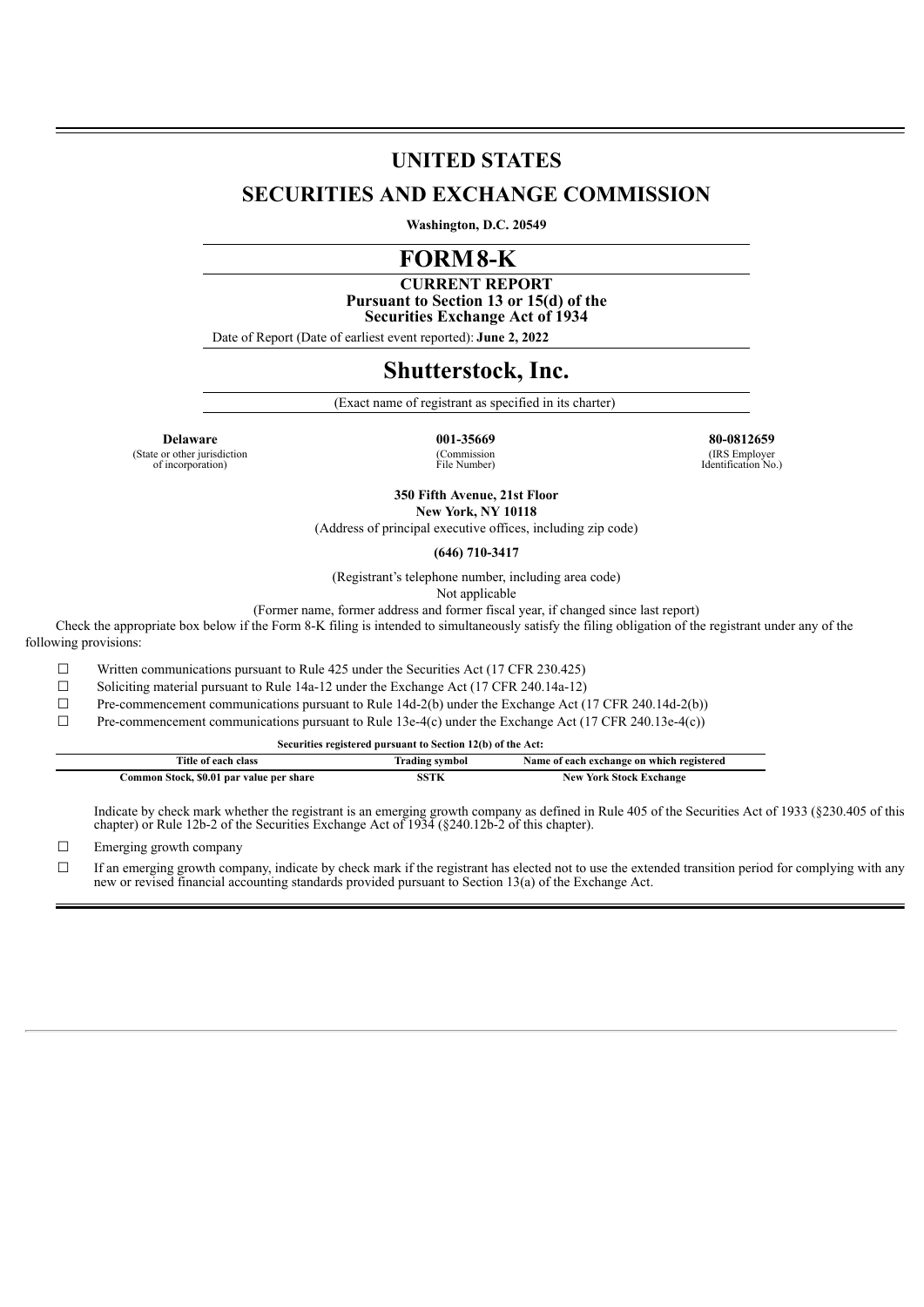# UNITED STATES

# SECURITIES AND EXCHANGE COMMISSION

**Washington, D.C. 20549**

# FORM 8-K

**CURRENT REPORT**
**Pursuant to Section 13 or 15(d) of the**
**Securities Exchange Act of 1934**

Date of Report (Date of earliest event reported): **June 2, 2022**

# Shutterstock, Inc.

(Exact name of registrant as specified in its charter)

| **Delaware** | **001-35669** | **80-0812659** |
|---|---|---|
| (State or other jurisdiction of incorporation) | (Commission File Number) | (IRS Employer Identification No.) |

**350 Fifth Avenue, 21st Floor**
**New York, NY 10118**
(Address of principal executive offices, including zip code)

**(646) 710-3417**

(Registrant's telephone number, including area code)
Not applicable
(Former name, former address and former fiscal year, if changed since last report)

Check the appropriate box below if the Form 8-K filing is intended to simultaneously satisfy the filing obligation of the registrant under any of the following provisions:

☐ Written communications pursuant to Rule 425 under the Securities Act (17 CFR 230.425)

☐ Soliciting material pursuant to Rule 14a-12 under the Exchange Act (17 CFR 240.14a-12)

☐ Pre-commencement communications pursuant to Rule 14d-2(b) under the Exchange Act (17 CFR 240.14d-2(b))

☐ Pre-commencement communications pursuant to Rule 13e-4(c) under the Exchange Act (17 CFR 240.13e-4(c))

**Securities registered pursuant to Section 12(b) of the Act:**

| Title of each class | Trading symbol | Name of each exchange on which registered |
|---|---|---|
| Common Stock, $0.01 par value per share | SSTK | New York Stock Exchange |

Indicate by check mark whether the registrant is an emerging growth company as defined in Rule 405 of the Securities Act of 1933 (§230.405 of this chapter) or Rule 12b-2 of the Securities Exchange Act of 1934 (§240.12b-2 of this chapter).

☐ Emerging growth company

☐ If an emerging growth company, indicate by check mark if the registrant has elected not to use the extended transition period for complying with any new or revised financial accounting standards provided pursuant to Section 13(a) of the Exchange Act.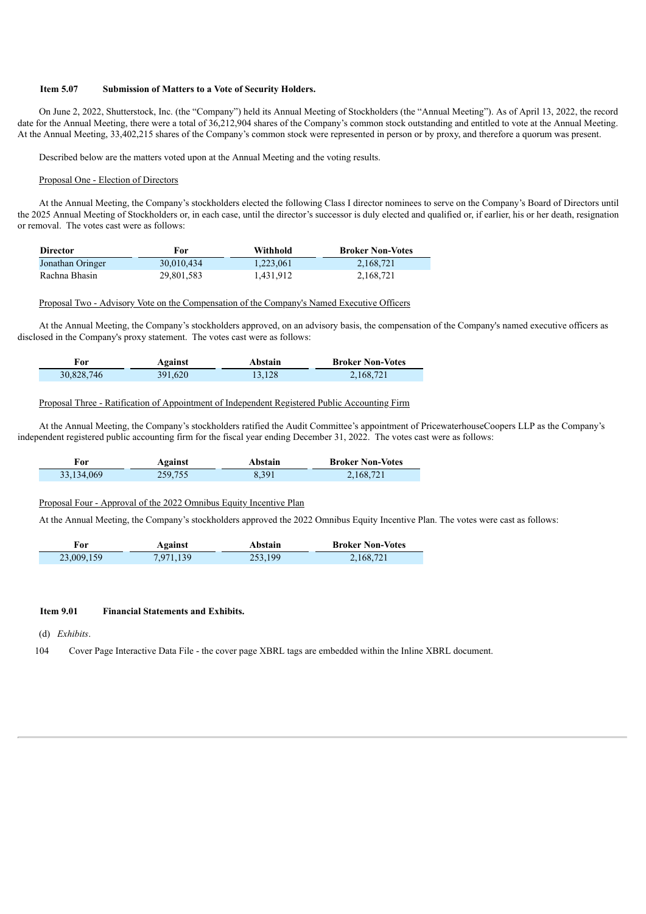**Item 5.07 Submission of Matters to a Vote of Security Holders.**

On June 2, 2022, Shutterstock, Inc. (the "Company") held its Annual Meeting of Stockholders (the "Annual Meeting"). As of April 13, 2022, the record date for the Annual Meeting, there were a total of 36,212,904 shares of the Company's common stock outstanding and entitled to vote at the Annual Meeting. At the Annual Meeting, 33,402,215 shares of the Company's common stock were represented in person or by proxy, and therefore a quorum was present.

Described below are the matters voted upon at the Annual Meeting and the voting results.

Proposal One - Election of Directors

At the Annual Meeting, the Company's stockholders elected the following Class I director nominees to serve on the Company's Board of Directors until the 2025 Annual Meeting of Stockholders or, in each case, until the director's successor is duly elected and qualified or, if earlier, his or her death, resignation or removal. The votes cast were as follows:

| Director | For | Withhold | Broker Non-Votes |
|---|---|---|---|
| Jonathan Oringer | 30,010,434 | 1,223,061 | 2,168,721 |
| Rachna Bhasin | 29,801,583 | 1,431,912 | 2,168,721 |

Proposal Two - Advisory Vote on the Compensation of the Company's Named Executive Officers

At the Annual Meeting, the Company's stockholders approved, on an advisory basis, the compensation of the Company's named executive officers as disclosed in the Company's proxy statement. The votes cast were as follows:

| For | Against | Abstain | Broker Non-Votes |
|---|---|---|---|
| 30,828,746 | 391,620 | 13,128 | 2,168,721 |

Proposal Three - Ratification of Appointment of Independent Registered Public Accounting Firm

At the Annual Meeting, the Company's stockholders ratified the Audit Committee's appointment of PricewaterhouseCoopers LLP as the Company's independent registered public accounting firm for the fiscal year ending December 31, 2022. The votes cast were as follows:

| For | Against | Abstain | Broker Non-Votes |
|---|---|---|---|
| 33,134,069 | 259,755 | 8,391 | 2,168,721 |

Proposal Four - Approval of the 2022 Omnibus Equity Incentive Plan

At the Annual Meeting, the Company's stockholders approved the 2022 Omnibus Equity Incentive Plan. The votes were cast as follows:

| For | Against | Abstain | Broker Non-Votes |
|---|---|---|---|
| 23,009,159 | 7,971,139 | 253,199 | 2,168,721 |

**Item 9.01 Financial Statements and Exhibits.**

(d) *Exhibits*.

104 Cover Page Interactive Data File - the cover page XBRL tags are embedded within the Inline XBRL document.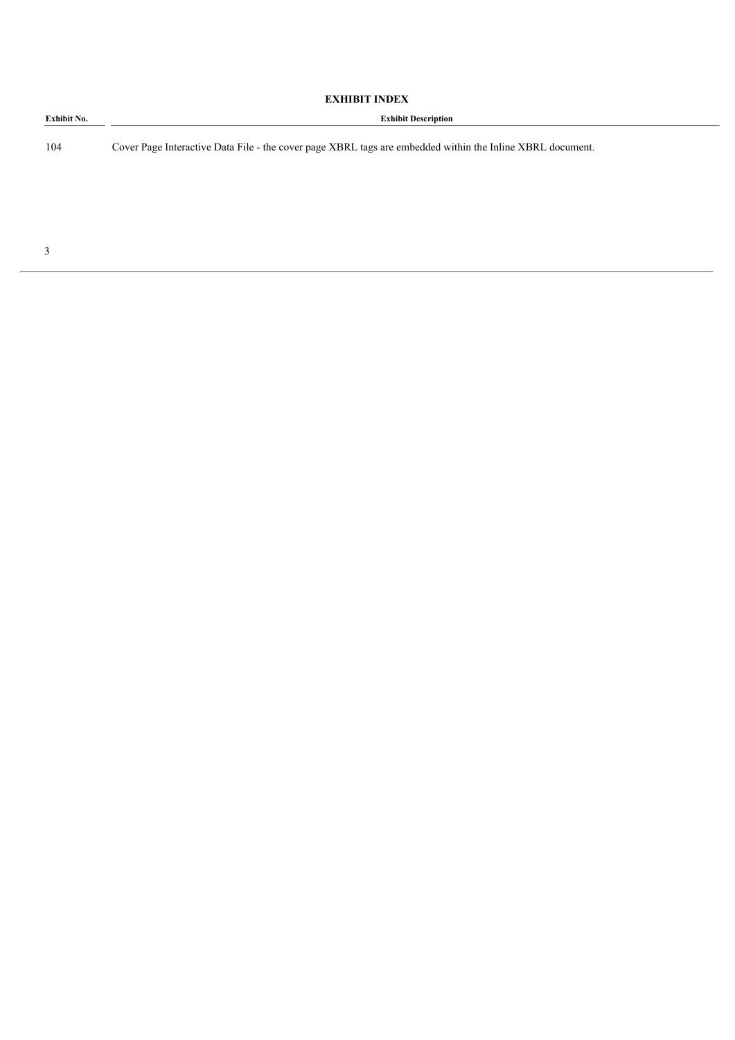**EXHIBIT INDEX**

| Exhibit No. | Exhibit Description |
| --- | --- |
| 104 | Cover Page Interactive Data File - the cover page XBRL tags are embedded within the Inline XBRL document. |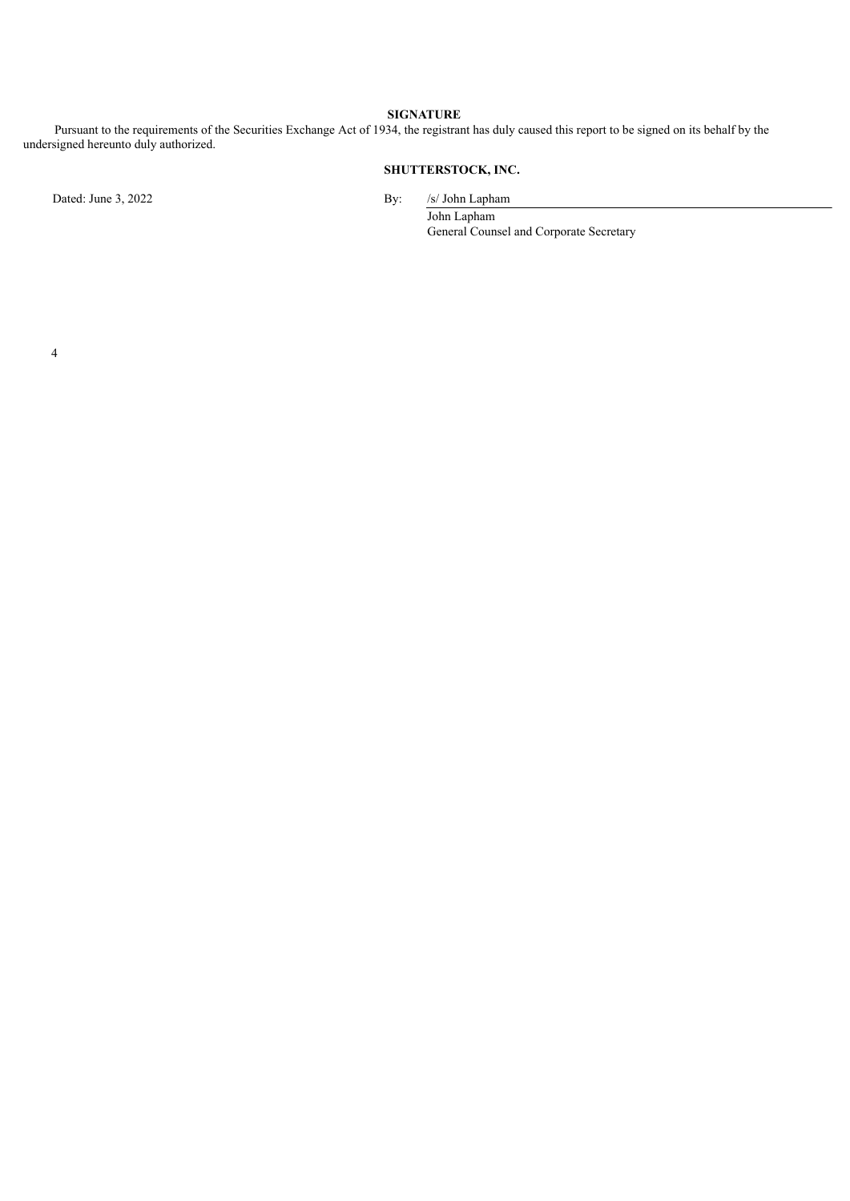**SIGNATURE**

Pursuant to the requirements of the Securities Exchange Act of 1934, the registrant has duly caused this report to be signed on its behalf by the undersigned hereunto duly authorized.

**SHUTTERSTOCK, INC.**

| | | |
|---|---|---|
| Dated: June 3, 2022 | By: | /s/ John Lapham |
| | | John Lapham |
| | | General Counsel and Corporate Secretary |